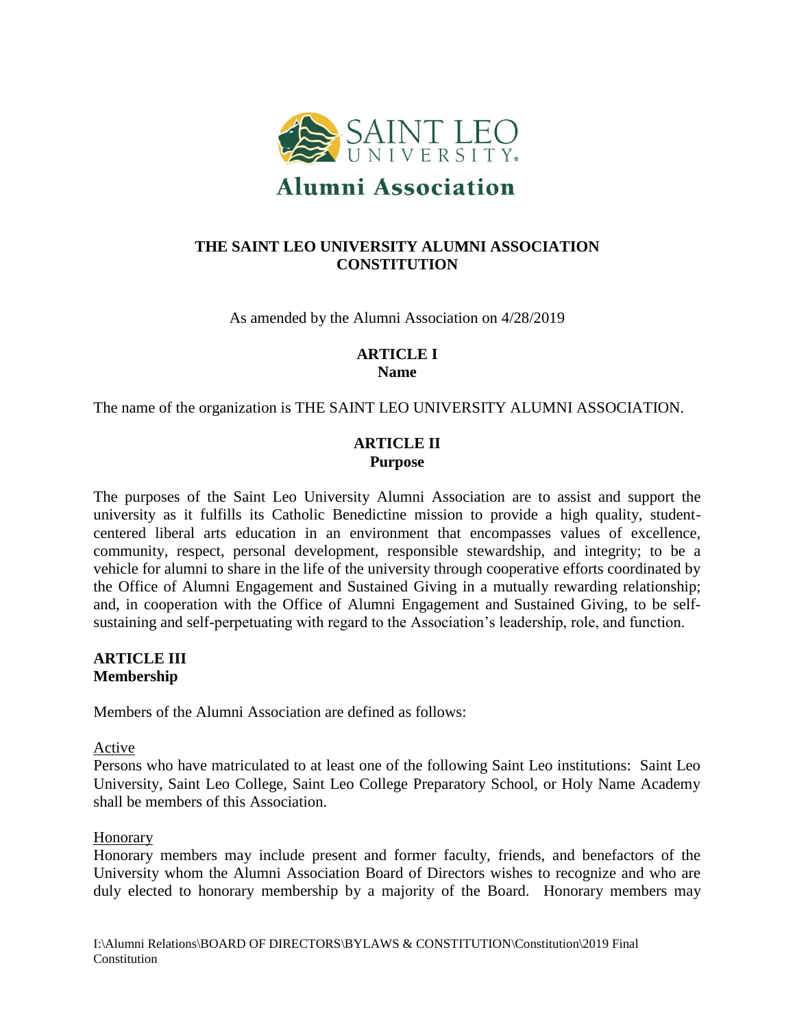Alumni Association

# THE SAINT LEO UNIVERSITY ALUMNI ASSOCIATION CONSTITUTION

As amended by the Alumni Association on 4/28/2019

## ARTICLE I
**Name**

The name of the organization is THE SAINT LEO UNIVERSITY ALUMNI ASSOCIATION.

## ARTICLE II
**Purpose**

The purposes of the Saint Leo University Alumni Association are to assist and support the university as it fulfills its Catholic Benedictine mission to provide a high quality, student-centered liberal arts education in an environment that encompasses values of excellence, community, respect, personal development, responsible stewardship, and integrity; to be a vehicle for alumni to share in the life of the university through cooperative efforts coordinated by the Office of Alumni Engagement and Sustained Giving in a mutually rewarding relationship; and, in cooperation with the Office of Alumni Engagement and Sustained Giving, to be self-sustaining and self-perpetuating with regard to the Association's leadership, role, and function.

## ARTICLE III
**Membership**

Members of the Alumni Association are defined as follows:

Active
Persons who have matriculated to at least one of the following Saint Leo institutions: Saint Leo University, Saint Leo College, Saint Leo College Preparatory School, or Holy Name Academy shall be members of this Association.

Honorary
Honorary members may include present and former faculty, friends, and benefactors of the University whom the Alumni Association Board of Directors wishes to recognize and who are duly elected to honorary membership by a majority of the Board. Honorary members may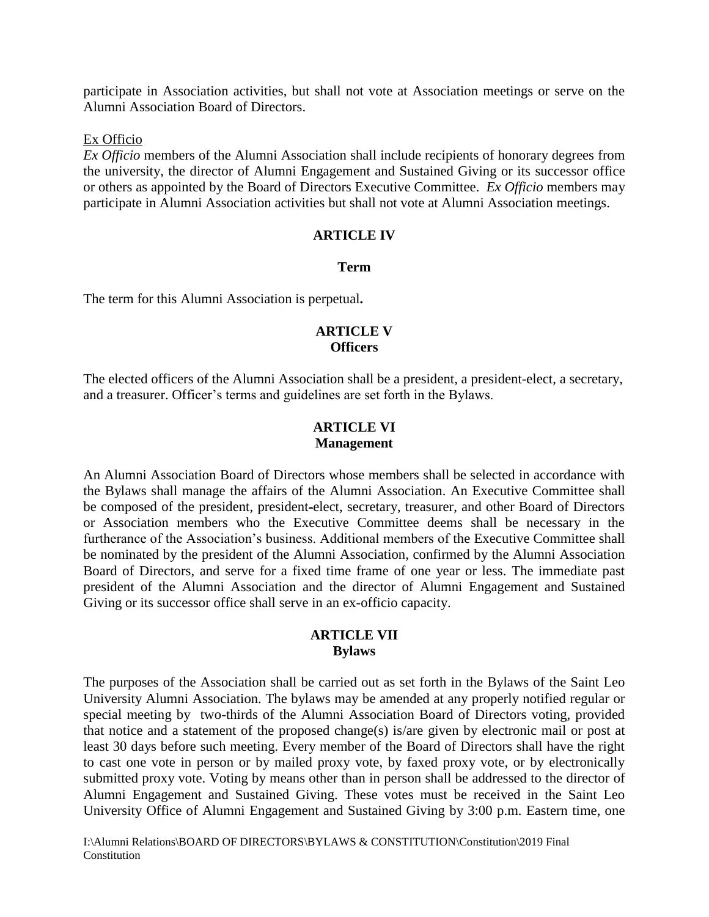participate in Association activities, but shall not vote at Association meetings or serve on the Alumni Association Board of Directors.

Ex Officio

*Ex Officio* members of the Alumni Association shall include recipients of honorary degrees from the university, the director of Alumni Engagement and Sustained Giving or its successor office or others as appointed by the Board of Directors Executive Committee. *Ex Officio* members may participate in Alumni Association activities but shall not vote at Alumni Association meetings.

## ARTICLE IV

## Term

The term for this Alumni Association is perpetual**.**

## ARTICLE V
## Officers

The elected officers of the Alumni Association shall be a president, a president-elect, a secretary, and a treasurer. Officer's terms and guidelines are set forth in the Bylaws.

## ARTICLE VI
## Management

An Alumni Association Board of Directors whose members shall be selected in accordance with the Bylaws shall manage the affairs of the Alumni Association. An Executive Committee shall be composed of the president, president-elect, secretary, treasurer, and other Board of Directors or Association members who the Executive Committee deems shall be necessary in the furtherance of the Association's business. Additional members of the Executive Committee shall be nominated by the president of the Alumni Association, confirmed by the Alumni Association Board of Directors, and serve for a fixed time frame of one year or less. The immediate past president of the Alumni Association and the director of Alumni Engagement and Sustained Giving or its successor office shall serve in an ex-officio capacity.

## ARTICLE VII
## Bylaws

The purposes of the Association shall be carried out as set forth in the Bylaws of the Saint Leo University Alumni Association. The bylaws may be amended at any properly notified regular or special meeting by two-thirds of the Alumni Association Board of Directors voting, provided that notice and a statement of the proposed change(s) is/are given by electronic mail or post at least 30 days before such meeting. Every member of the Board of Directors shall have the right to cast one vote in person or by mailed proxy vote, by faxed proxy vote, or by electronically submitted proxy vote. Voting by means other than in person shall be addressed to the director of Alumni Engagement and Sustained Giving. These votes must be received in the Saint Leo University Office of Alumni Engagement and Sustained Giving by 3:00 p.m. Eastern time, one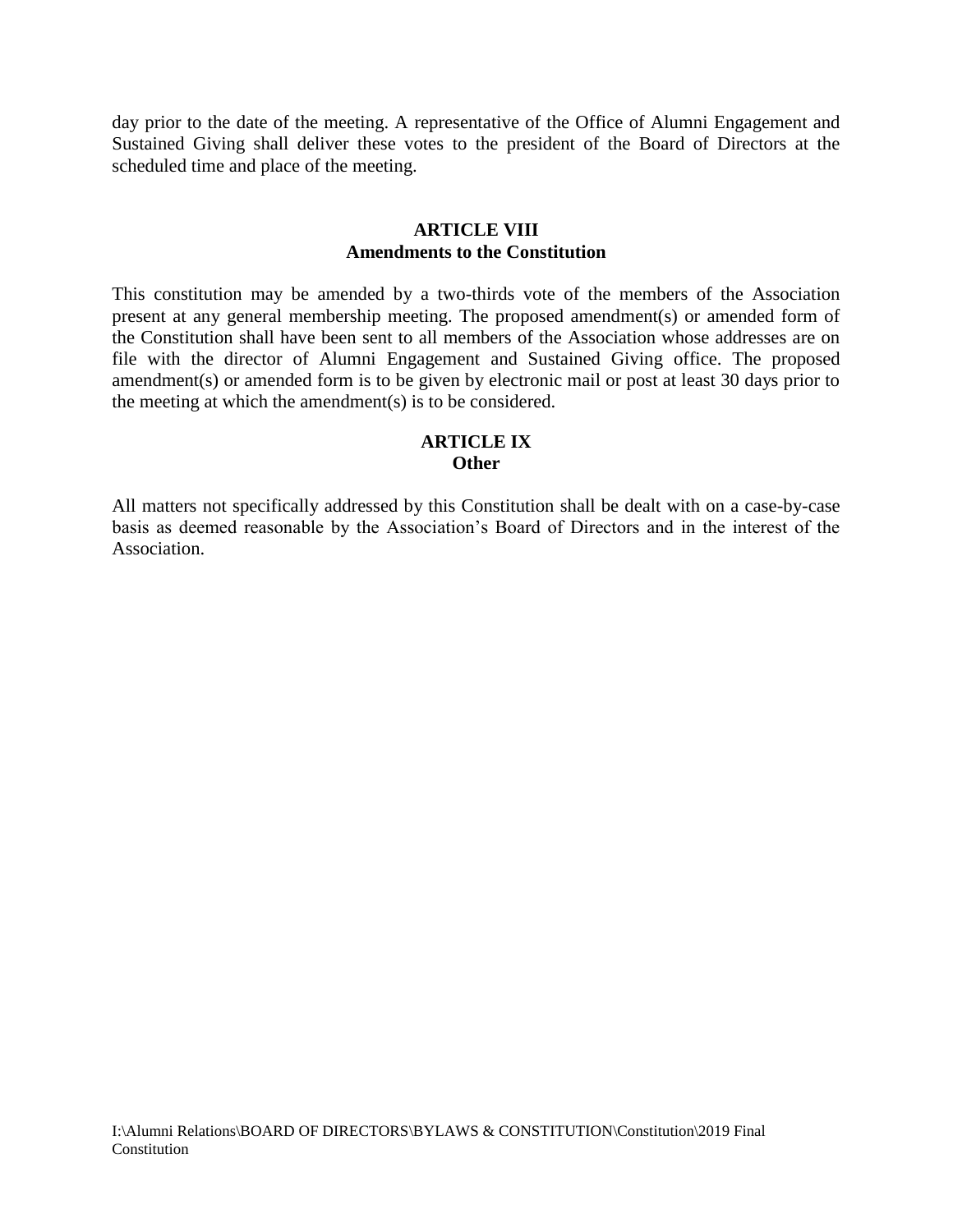day prior to the date of the meeting. A representative of the Office of Alumni Engagement and Sustained Giving shall deliver these votes to the president of the Board of Directors at the scheduled time and place of the meeting.

## ARTICLE VIII
## Amendments to the Constitution

This constitution may be amended by a two-thirds vote of the members of the Association present at any general membership meeting. The proposed amendment(s) or amended form of the Constitution shall have been sent to all members of the Association whose addresses are on file with the director of Alumni Engagement and Sustained Giving office. The proposed amendment(s) or amended form is to be given by electronic mail or post at least 30 days prior to the meeting at which the amendment(s) is to be considered.

## ARTICLE IX
## Other

All matters not specifically addressed by this Constitution shall be dealt with on a case-by-case basis as deemed reasonable by the Association's Board of Directors and in the interest of the Association.